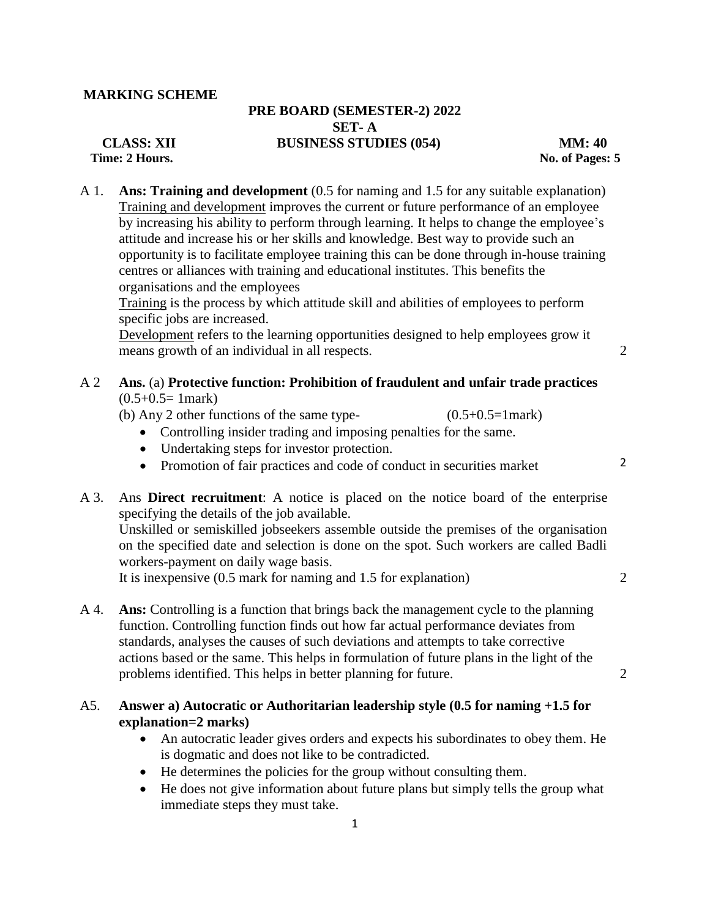**MARKING SCHEME**

**PRE BOARD (SEMESTER-2) 2022**

**SET- A**

**CLASS: XII** **BUSINESS STUDIES (054)** **MM: 40**

**Time: 2 Hours.** **No. of Pages: 5**

A 1. **Ans: Training and development** (0.5 for naming and 1.5 for any suitable explanation)
Training and development improves the current or future performance of an employee by increasing his ability to perform through learning. It helps to change the employee's attitude and increase his or her skills and knowledge. Best way to provide such an opportunity is to facilitate employee training this can be done through in-house training centres or alliances with training and educational institutes. This benefits the organisations and the employees
Training is the process by which attitude skill and abilities of employees to perform specific jobs are increased.
Development refers to the learning opportunities designed to help employees grow it means growth of an individual in all respects. 2

A 2 **Ans.** (a) **Protective function: Prohibition of fraudulent and unfair trade practices** (0.5+0.5= 1mark)
(b) Any 2 other functions of the same type- (0.5+0.5=1mark)

- Controlling insider trading and imposing penalties for the same.
- Undertaking steps for investor protection.
- Promotion of fair practices and code of conduct in securities market 2

A 3. Ans **Direct recruitment**: A notice is placed on the notice board of the enterprise specifying the details of the job available.
Unskilled or semiskilled jobseekers assemble outside the premises of the organisation on the specified date and selection is done on the spot. Such workers are called Badli workers-payment on daily wage basis.
It is inexpensive (0.5 mark for naming and 1.5 for explanation) 2

A 4. **Ans:** Controlling is a function that brings back the management cycle to the planning function. Controlling function finds out how far actual performance deviates from standards, analyses the causes of such deviations and attempts to take corrective actions based or the same. This helps in formulation of future plans in the light of the problems identified. This helps in better planning for future. 2

A5. **Answer a) Autocratic or Authoritarian leadership style (0.5 for naming +1.5 for explanation=2 marks)**

- An autocratic leader gives orders and expects his subordinates to obey them. He is dogmatic and does not like to be contradicted.
- He determines the policies for the group without consulting them.
- He does not give information about future plans but simply tells the group what immediate steps they must take.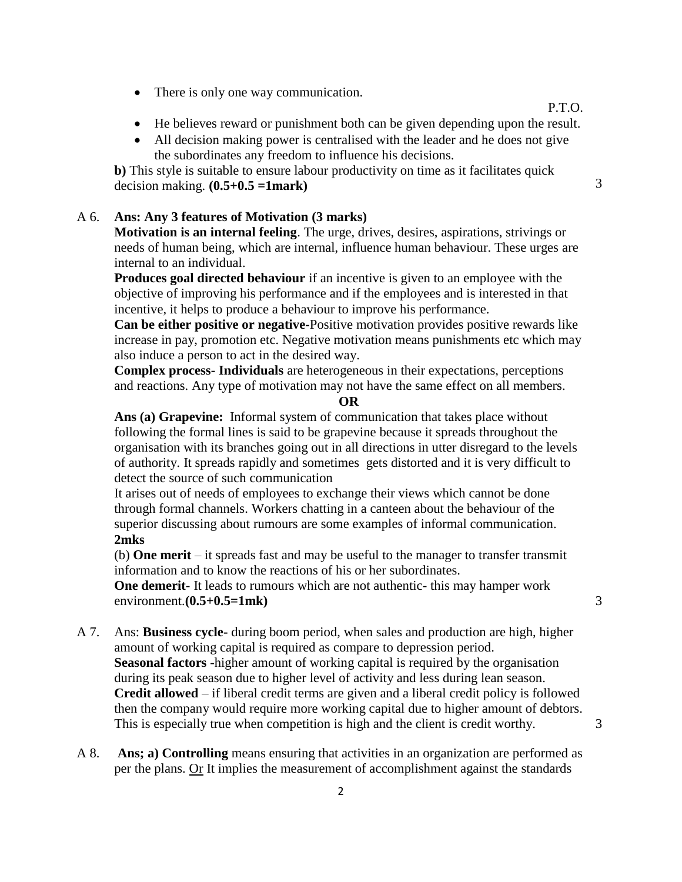- There is only one way communication.

P.T.O.

- He believes reward or punishment both can be given depending upon the result.
- All decision making power is centralised with the leader and he does not give the subordinates any freedom to influence his decisions.

**b)** This style is suitable to ensure labour productivity on time as it facilitates quick decision making. **(0.5+0.5 =1mark)** 3

A 6. **Ans: Any 3 features of Motivation (3 marks)**

**Motivation is an internal feeling**. The urge, drives, desires, aspirations, strivings or needs of human being, which are internal, influence human behaviour. These urges are internal to an individual.

**Produces goal directed behaviour** if an incentive is given to an employee with the objective of improving his performance and if the employees and is interested in that incentive, it helps to produce a behaviour to improve his performance.

**Can be either positive or negative-**Positive motivation provides positive rewards like increase in pay, promotion etc. Negative motivation means punishments etc which may also induce a person to act in the desired way.

**Complex process- Individuals** are heterogeneous in their expectations, perceptions and reactions. Any type of motivation may not have the same effect on all members.

**OR**

**Ans (a) Grapevine:** Informal system of communication that takes place without following the formal lines is said to be grapevine because it spreads throughout the organisation with its branches going out in all directions in utter disregard to the levels of authority. It spreads rapidly and sometimes gets distorted and it is very difficult to detect the source of such communication

It arises out of needs of employees to exchange their views which cannot be done through formal channels. Workers chatting in a canteen about the behaviour of the superior discussing about rumours are some examples of informal communication. **2mks**

(b) **One merit** – it spreads fast and may be useful to the manager to transfer transmit information and to know the reactions of his or her subordinates.

**One demerit**- It leads to rumours which are not authentic- this may hamper work environment.**(0.5+0.5=1mk)** 3

A 7. Ans: **Business cycle-** during boom period, when sales and production are high, higher amount of working capital is required as compare to depression period.

**Seasonal factors** -higher amount of working capital is required by the organisation during its peak season due to higher level of activity and less during lean season.

**Credit allowed** – if liberal credit terms are given and a liberal credit policy is followed then the company would require more working capital due to higher amount of debtors. This is especially true when competition is high and the client is credit worthy. 3

A 8. **Ans; a) Controlling** means ensuring that activities in an organization are performed as per the plans. Or It implies the measurement of accomplishment against the standards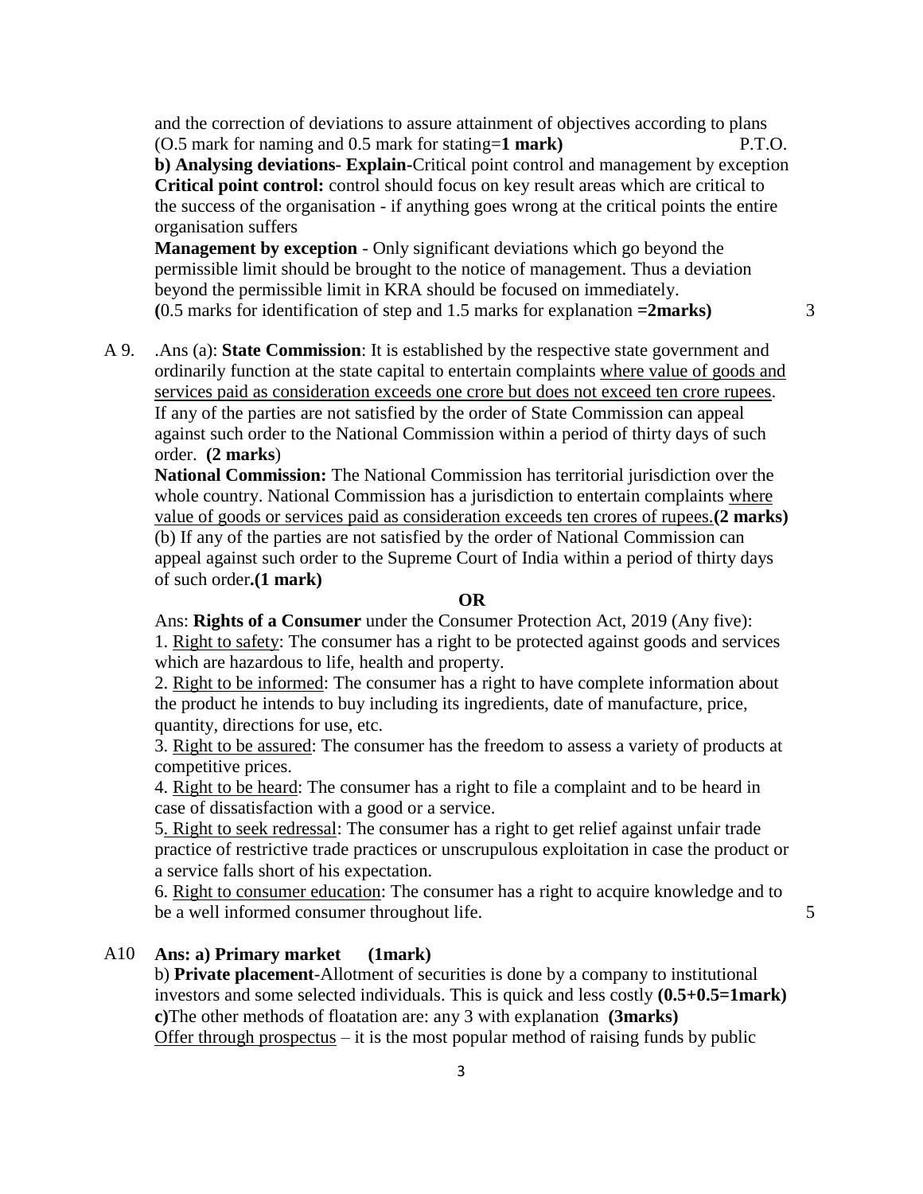and the correction of deviations to assure attainment of objectives according to plans (O.5 mark for naming and 0.5 mark for stating=**1 mark)** P.T.O.

**b) Analysing deviations- Explain**-Critical point control and management by exception

**Critical point control:** control should focus on key result areas which are critical to the success of the organisation - if anything goes wrong at the critical points the entire organisation suffers

**Management by exception** - Only significant deviations which go beyond the permissible limit should be brought to the notice of management. Thus a deviation beyond the permissible limit in KRA should be focused on immediately.

**(**0.5 marks for identification of step and 1.5 marks for explanation **=2marks)** 3

A 9. .Ans (a): **State Commission**: It is established by the respective state government and ordinarily function at the state capital to entertain complaints <u>where value of goods and services paid as consideration exceeds one crore but does not exceed ten crore rupees</u>. If any of the parties are not satisfied by the order of State Commission can appeal against such order to the National Commission within a period of thirty days of such order. **(2 marks**)

**National Commission:** The National Commission has territorial jurisdiction over the whole country. National Commission has a jurisdiction to entertain complaints <u>where value of goods or services paid as consideration exceeds ten crores of rupees.</u>**(2 marks)**

(b) If any of the parties are not satisfied by the order of National Commission can appeal against such order to the Supreme Court of India within a period of thirty days of such order**.(1 mark)**

**OR**

Ans: **Rights of a Consumer** under the Consumer Protection Act, 2019 (Any five):

1. <u>Right to safety</u>: The consumer has a right to be protected against goods and services which are hazardous to life, health and property.
2. <u>Right to be informed</u>: The consumer has a right to have complete information about the product he intends to buy including its ingredients, date of manufacture, price, quantity, directions for use, etc.
3. <u>Right to be assured</u>: The consumer has the freedom to assess a variety of products at competitive prices.
4. <u>Right to be heard</u>: The consumer has a right to file a complaint and to be heard in case of dissatisfaction with a good or a service.
5. <u>Right to seek redressal</u>: The consumer has a right to get relief against unfair trade practice of restrictive trade practices or unscrupulous exploitation in case the product or a service falls short of his expectation.
6. <u>Right to consumer education</u>: The consumer has a right to acquire knowledge and to be a well informed consumer throughout life. 5

A10 **Ans: a) Primary market (1mark)**

b) **Private placement**-Allotment of securities is done by a company to institutional investors and some selected individuals. This is quick and less costly **(0.5+0.5=1mark)**

**c)**The other methods of floatation are: any 3 with explanation **(3marks)**

<u>Offer through prospectus</u> – it is the most popular method of raising funds by public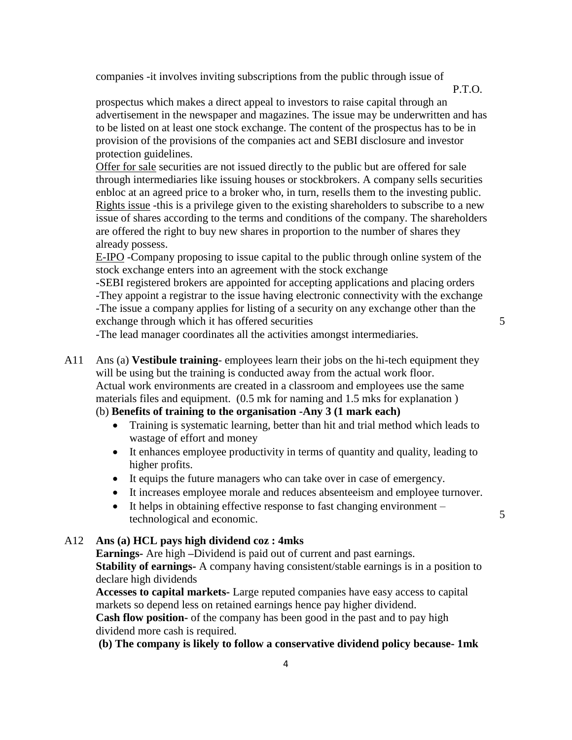companies -it involves inviting subscriptions from the public through issue of

P.T.O.

prospectus which makes a direct appeal to investors to raise capital through an advertisement in the newspaper and magazines. The issue may be underwritten and has to be listed on at least one stock exchange. The content of the prospectus has to be in provision of the provisions of the companies act and SEBI disclosure and investor protection guidelines.

<u>Offer for sale</u> securities are not issued directly to the public but are offered for sale through intermediaries like issuing houses or stockbrokers. A company sells securities enbloc at an agreed price to a broker who, in turn, resells them to the investing public.

<u>Rights issue</u> -this is a privilege given to the existing shareholders to subscribe to a new issue of shares according to the terms and conditions of the company. The shareholders are offered the right to buy new shares in proportion to the number of shares they already possess.

<u>E-IPO</u> -Company proposing to issue capital to the public through online system of the stock exchange enters into an agreement with the stock exchange

-SEBI registered brokers are appointed for accepting applications and placing orders

-They appoint a registrar to the issue having electronic connectivity with the exchange

-The issue a company applies for listing of a security on any exchange other than the exchange through which it has offered securities — 5

-The lead manager coordinates all the activities amongst intermediaries.

A11 Ans (a) **Vestibule training**- employees learn their jobs on the hi-tech equipment they will be using but the training is conducted away from the actual work floor. Actual work environments are created in a classroom and employees use the same materials files and equipment. (0.5 mk for naming and 1.5 mks for explanation )

(b) **Benefits of training to the organisation -Any 3 (1 mark each)**

- Training is systematic learning, better than hit and trial method which leads to wastage of effort and money
- It enhances employee productivity in terms of quantity and quality, leading to higher profits.
- It equips the future managers who can take over in case of emergency.
- It increases employee morale and reduces absenteeism and employee turnover.
- It helps in obtaining effective response to fast changing environment – technological and economic. — 5

A12 **Ans (a) HCL pays high dividend coz : 4mks**

**Earnings-** Are high –Dividend is paid out of current and past earnings.

**Stability of earnings-** A company having consistent/stable earnings is in a position to declare high dividends

**Accesses to capital markets-** Large reputed companies have easy access to capital markets so depend less on retained earnings hence pay higher dividend.

**Cash flow position-** of the company has been good in the past and to pay high dividend more cash is required.

**(b) The company is likely to follow a conservative dividend policy because- 1mk**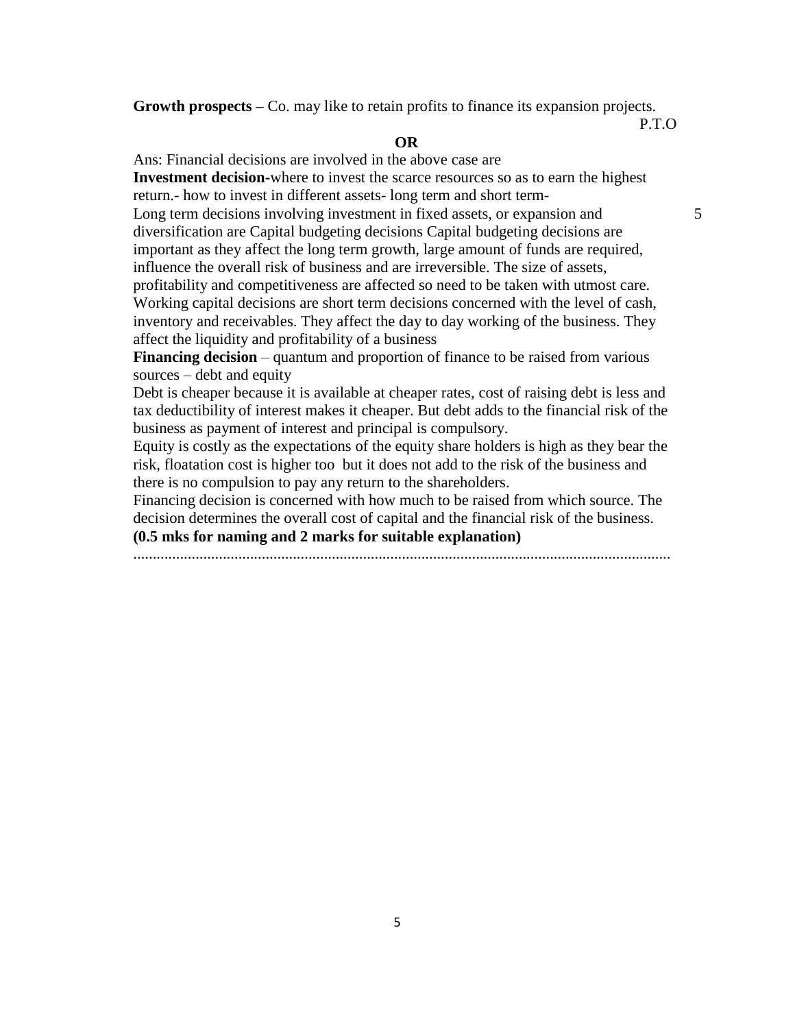**Growth prospects –** Co. may like to retain profits to finance its expansion projects.

P.T.O

**OR**

Ans: Financial decisions are involved in the above case are

**Investment decision**-where to invest the scarce resources so as to earn the highest return.- how to invest in different assets- long term and short term-

Long term decisions involving investment in fixed assets, or expansion and diversification are Capital budgeting decisions Capital budgeting decisions are important as they affect the long term growth, large amount of funds are required, influence the overall risk of business and are irreversible. The size of assets, profitability and competitiveness are affected so need to be taken with utmost care. Working capital decisions are short term decisions concerned with the level of cash, inventory and receivables. They affect the day to day working of the business. They affect the liquidity and profitability of a business

5

**Financing decision** – quantum and proportion of finance to be raised from various sources – debt and equity

Debt is cheaper because it is available at cheaper rates, cost of raising debt is less and tax deductibility of interest makes it cheaper. But debt adds to the financial risk of the business as payment of interest and principal is compulsory.

Equity is costly as the expectations of the equity share holders is high as they bear the risk, floatation cost is higher too but it does not add to the risk of the business and there is no compulsion to pay any return to the shareholders.

Financing decision is concerned with how much to be raised from which source. The decision determines the overall cost of capital and the financial risk of the business.

**(0.5 mks for naming and 2 marks for suitable explanation)**

..........................................................................................................................................